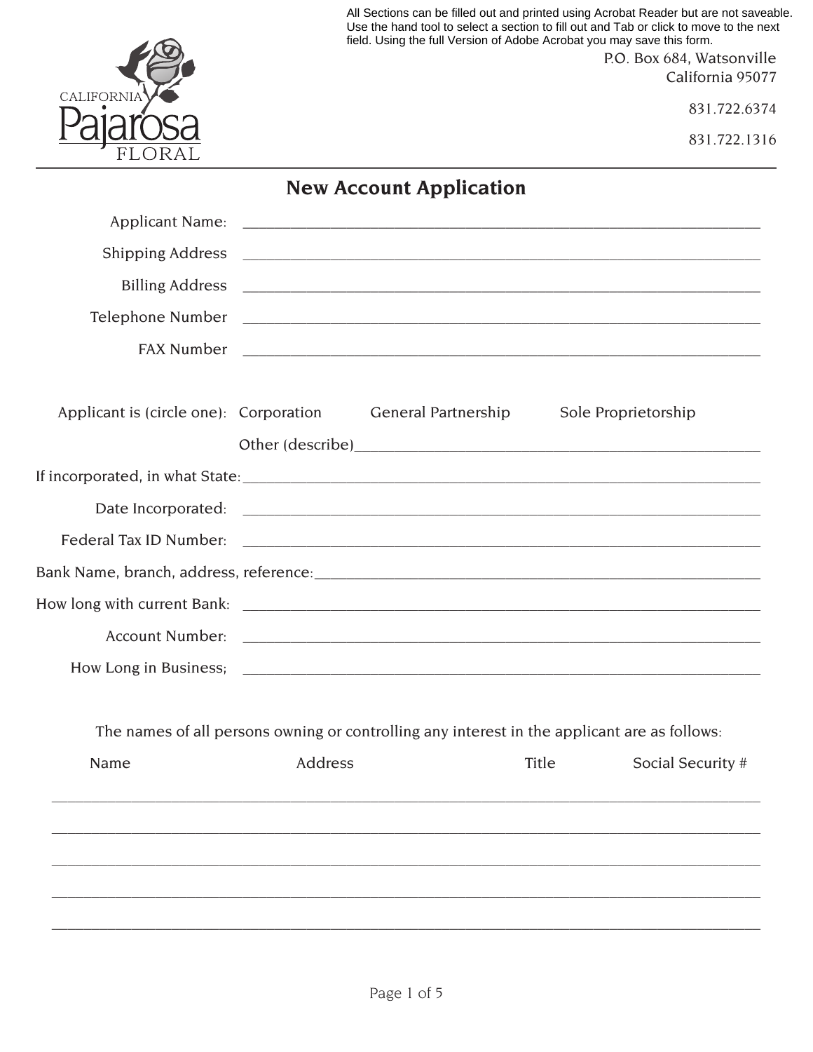All Sections can be filled out and printed using Acrobat Reader but are not saveable. Use the hand tool to select a section to fill out and Tab or click to move to the next field. Using the full Version of Adobe Acrobat you may save this form.

CALIFORNIA Pajarosa FLORAL

P.O. Box 684, Watsonville
California 95077

831.722.6374

831.722.1316

# New Account Application

Applicant Name: ______________________________________________

Shipping Address ______________________________________________

Billing Address ______________________________________________

Telephone Number ______________________________________________

FAX Number ______________________________________________

Applicant is (circle one): Corporation General Partnership Sole Proprietorship

Other (describe)______________________________________________

If incorporated, in what State:______________________________________________

Date Incorporated: ______________________________________________

Federal Tax ID Number: ______________________________________________

Bank Name, branch, address, reference:______________________________________________

How long with current Bank: ______________________________________________

Account Number: ______________________________________________

How Long in Business; ______________________________________________

The names of all persons owning or controlling any interest in the applicant are as follows:

| Name | Address | Title | Social Security # |
| --- | --- | --- | --- |
| | | | |
| | | | |
| | | | |
| | | | |
| | | | |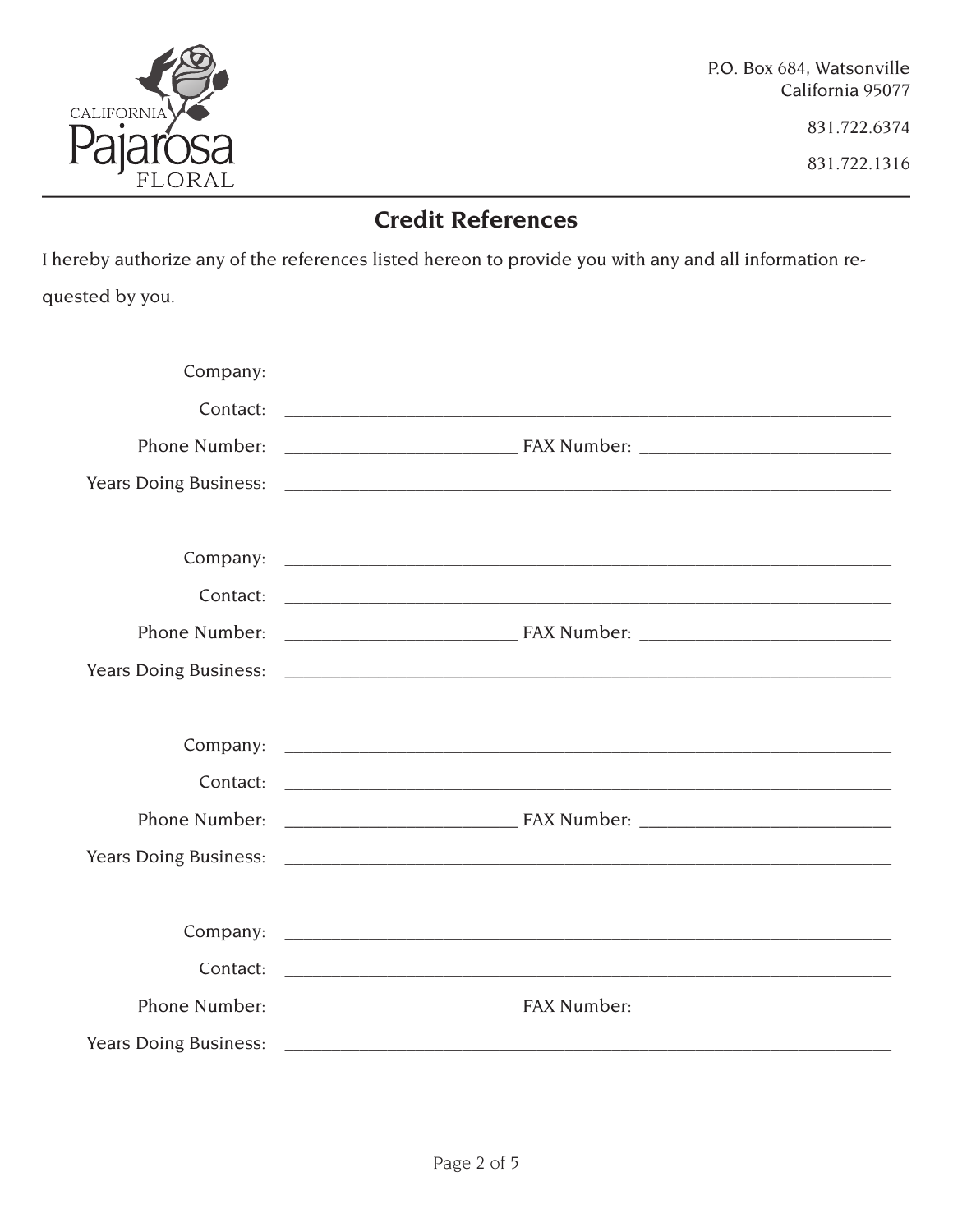CALIFORNIA Pajarosa FLORAL

P.O. Box 684, Watsonville
California 95077

831.722.6374

831.722.1316

## Credit References

I hereby authorize any of the references listed hereon to provide you with any and all information requested by you.

Company: ______________________________________________

Contact: ______________________________________________

Phone Number: ____________________ FAX Number: ____________________

Years Doing Business: ______________________________________________

Company: ______________________________________________

Contact: ______________________________________________

Phone Number: ____________________ FAX Number: ____________________

Years Doing Business: ______________________________________________

Company: ______________________________________________

Contact: ______________________________________________

Phone Number: ____________________ FAX Number: ____________________

Years Doing Business: ______________________________________________

Company: ______________________________________________

Contact: ______________________________________________

Phone Number: ____________________ FAX Number: ____________________

Years Doing Business: ______________________________________________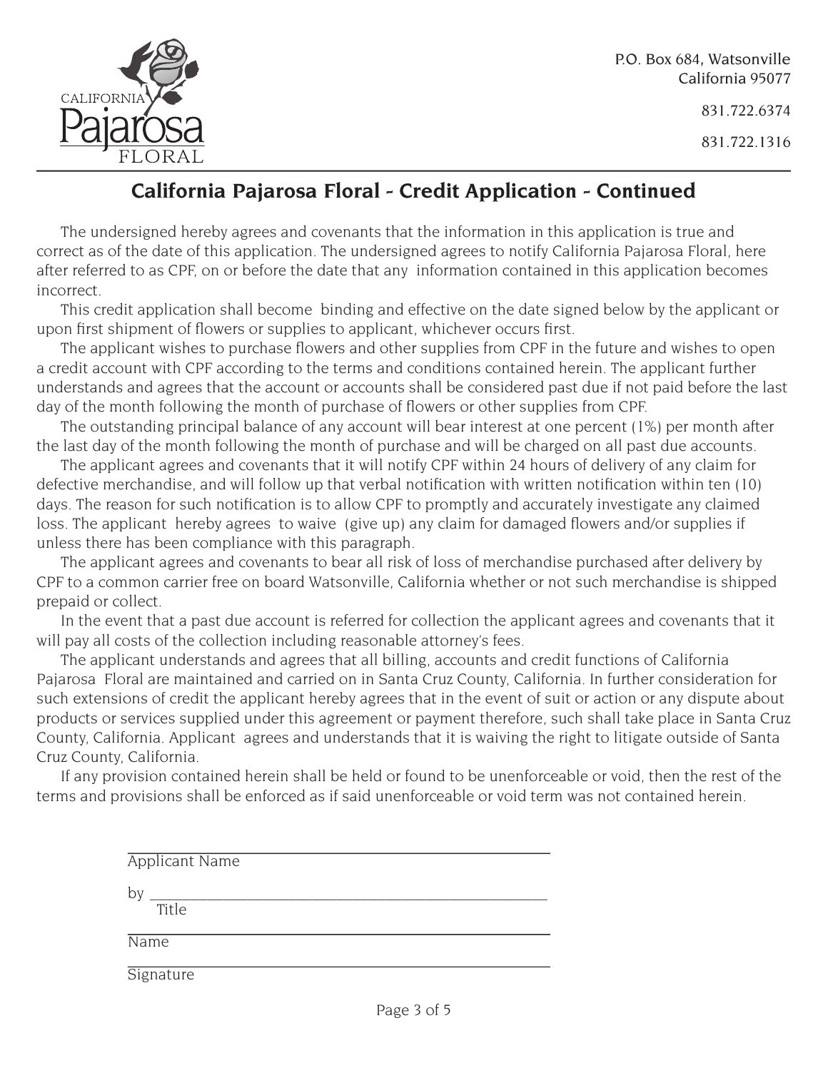CALIFORNIA Pajarosa FLORAL

P.O. Box 684, Watsonville
California 95077

831.722.6374

831.722.1316

## California Pajarosa Floral - Credit Application - Continued

The undersigned hereby agrees and covenants that the information in this application is true and correct as of the date of this application. The undersigned agrees to notify California Pajarosa Floral, here after referred to as CPF, on or before the date that any information contained in this application becomes incorrect.

This credit application shall become binding and effective on the date signed below by the applicant or upon first shipment of flowers or supplies to applicant, whichever occurs first.

The applicant wishes to purchase flowers and other supplies from CPF in the future and wishes to open a credit account with CPF according to the terms and conditions contained herein. The applicant further understands and agrees that the account or accounts shall be considered past due if not paid before the last day of the month following the month of purchase of flowers or other supplies from CPF.

The outstanding principal balance of any account will bear interest at one percent (1%) per month after the last day of the month following the month of purchase and will be charged on all past due accounts.

The applicant agrees and covenants that it will notify CPF within 24 hours of delivery of any claim for defective merchandise, and will follow up that verbal notification with written notification within ten (10) days. The reason for such notification is to allow CPF to promptly and accurately investigate any claimed loss. The applicant hereby agrees to waive (give up) any claim for damaged flowers and/or supplies if unless there has been compliance with this paragraph.

The applicant agrees and covenants to bear all risk of loss of merchandise purchased after delivery by CPF to a common carrier free on board Watsonville, California whether or not such merchandise is shipped prepaid or collect.

In the event that a past due account is referred for collection the applicant agrees and covenants that it will pay all costs of the collection including reasonable attorney's fees.

The applicant understands and agrees that all billing, accounts and credit functions of California Pajarosa Floral are maintained and carried on in Santa Cruz County, California. In further consideration for such extensions of credit the applicant hereby agrees that in the event of suit or action or any dispute about products or services supplied under this agreement or payment therefore, such shall take place in Santa Cruz County, California. Applicant agrees and understands that it is waiving the right to litigate outside of Santa Cruz County, California.

If any provision contained herein shall be held or found to be unenforceable or void, then the rest of the terms and provisions shall be enforced as if said unenforceable or void term was not contained herein.

\_\_\_\_\_\_\_\_\_\_\_\_\_\_\_\_\_\_\_\_\_\_\_\_\_\_\_\_\_\_\_\_\_\_\_\_\_\_\_\_
Applicant Name

by \_\_\_\_\_\_\_\_\_\_\_\_\_\_\_\_\_\_\_\_\_\_\_\_\_\_\_\_\_\_\_\_\_\_\_\_\_\_
Title

\_\_\_\_\_\_\_\_\_\_\_\_\_\_\_\_\_\_\_\_\_\_\_\_\_\_\_\_\_\_\_\_\_\_\_\_\_\_\_\_
Name

\_\_\_\_\_\_\_\_\_\_\_\_\_\_\_\_\_\_\_\_\_\_\_\_\_\_\_\_\_\_\_\_\_\_\_\_\_\_\_\_
Signature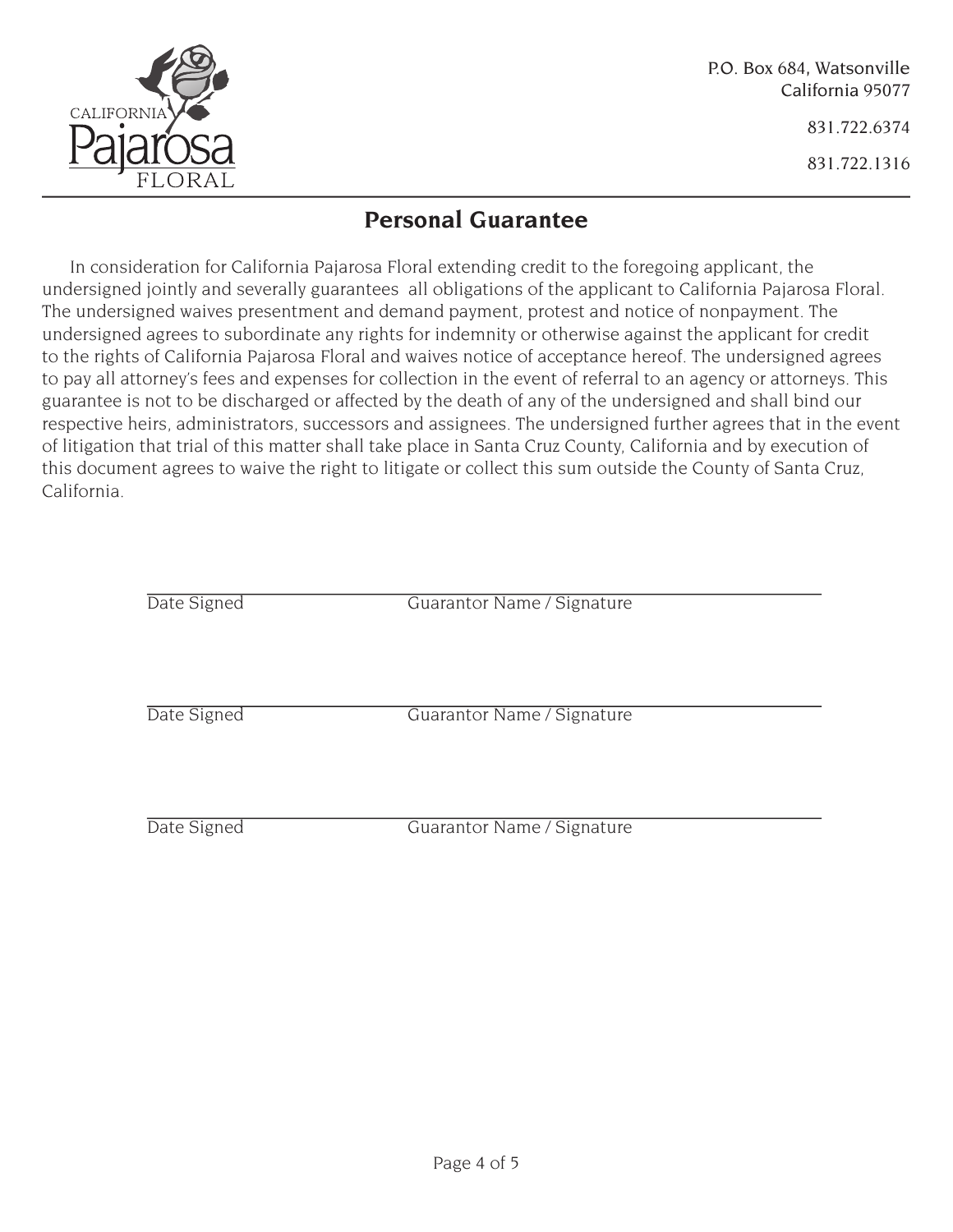CALIFORNIA Pajarosa FLORAL

P.O. Box 684, Watsonville
California 95077

831.722.6374

831.722.1316

## Personal Guarantee

In consideration for California Pajarosa Floral extending credit to the foregoing applicant, the undersigned jointly and severally guarantees all obligations of the applicant to California Pajarosa Floral. The undersigned waives presentment and demand payment, protest and notice of nonpayment. The undersigned agrees to subordinate any rights for indemnity or otherwise against the applicant for credit to the rights of California Pajarosa Floral and waives notice of acceptance hereof. The undersigned agrees to pay all attorney's fees and expenses for collection in the event of referral to an agency or attorneys. This guarantee is not to be discharged or affected by the death of any of the undersigned and shall bind our respective heirs, administrators, successors and assignees. The undersigned further agrees that in the event of litigation that trial of this matter shall take place in Santa Cruz County, California and by execution of this document agrees to waive the right to litigate or collect this sum outside the County of Santa Cruz, California.

___________________________________________________________________

Date Signed                    Guarantor Name / Signature

___________________________________________________________________

Date Signed                    Guarantor Name / Signature

___________________________________________________________________

Date Signed                    Guarantor Name / Signature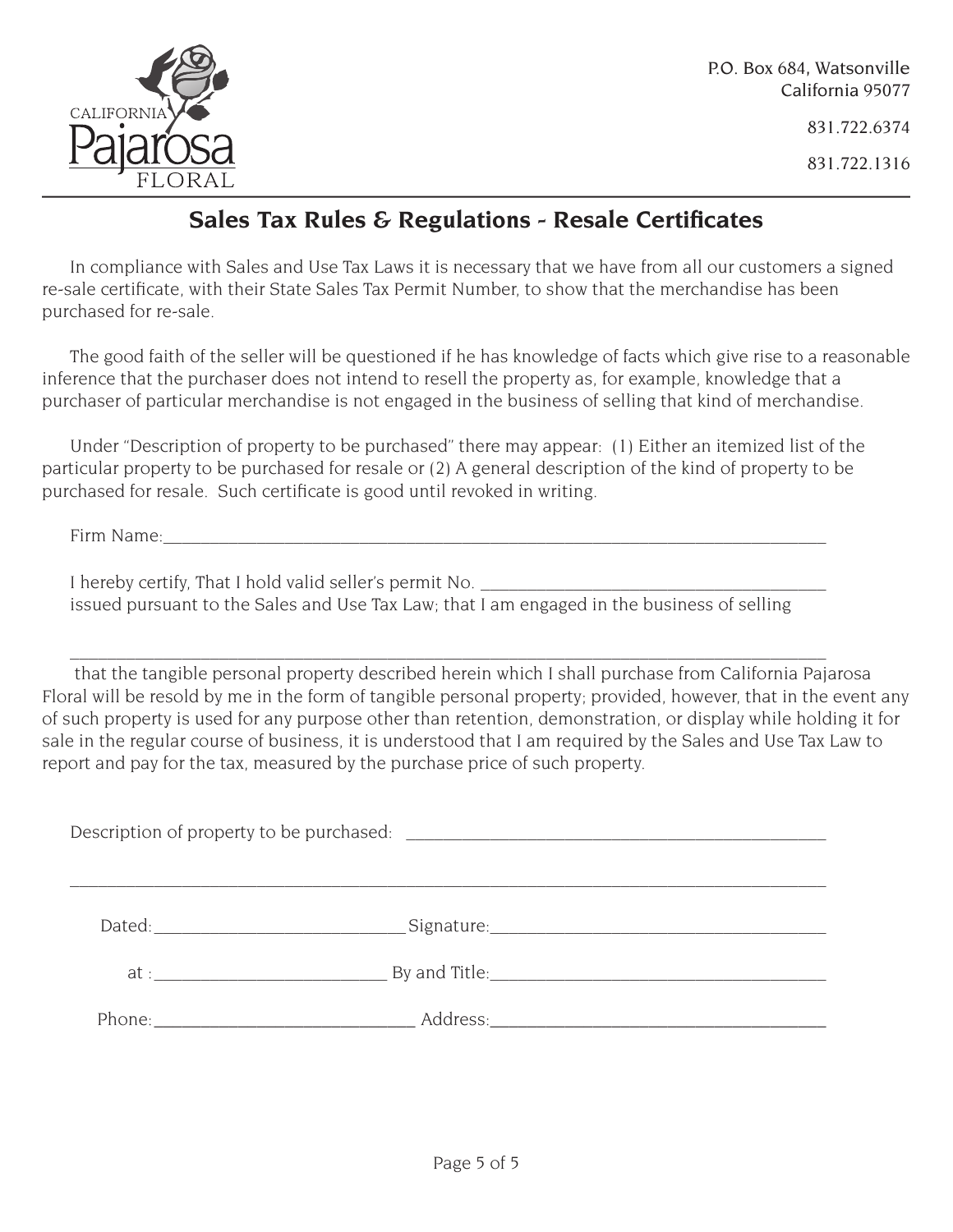CALIFORNIA Pajarosa FLORAL

P.O. Box 684, Watsonville
California 95077

831.722.6374

831.722.1316

## Sales Tax Rules & Regulations - Resale Certificates

In compliance with Sales and Use Tax Laws it is necessary that we have from all our customers a signed re-sale certificate, with their State Sales Tax Permit Number, to show that the merchandise has been purchased for re-sale.

The good faith of the seller will be questioned if he has knowledge of facts which give rise to a reasonable inference that the purchaser does not intend to resell the property as, for example, knowledge that a purchaser of particular merchandise is not engaged in the business of selling that kind of merchandise.

Under "Description of property to be purchased" there may appear: (1) Either an itemized list of the particular property to be purchased for resale or (2) A general description of the kind of property to be purchased for resale. Such certificate is good until revoked in writing.

Firm Name:___________________________________________________________________

I hereby certify, That I hold valid seller's permit No. ______________________________
issued pursuant to the Sales and Use Tax Law; that I am engaged in the business of selling

_____________________________________________________________________________

that the tangible personal property described herein which I shall purchase from California Pajarosa Floral will be resold by me in the form of tangible personal property; provided, however, that in the event any of such property is used for any purpose other than retention, demonstration, or display while holding it for sale in the regular course of business, it is understood that I am required by the Sales and Use Tax Law to report and pay for the tax, measured by the purchase price of such property.

Description of property to be purchased: _______________________________________

_____________________________________________________________________________

Dated:_______________________ Signature:______________________________

at : _______________________ By and Title:______________________________

Phone:_______________________ Address:______________________________